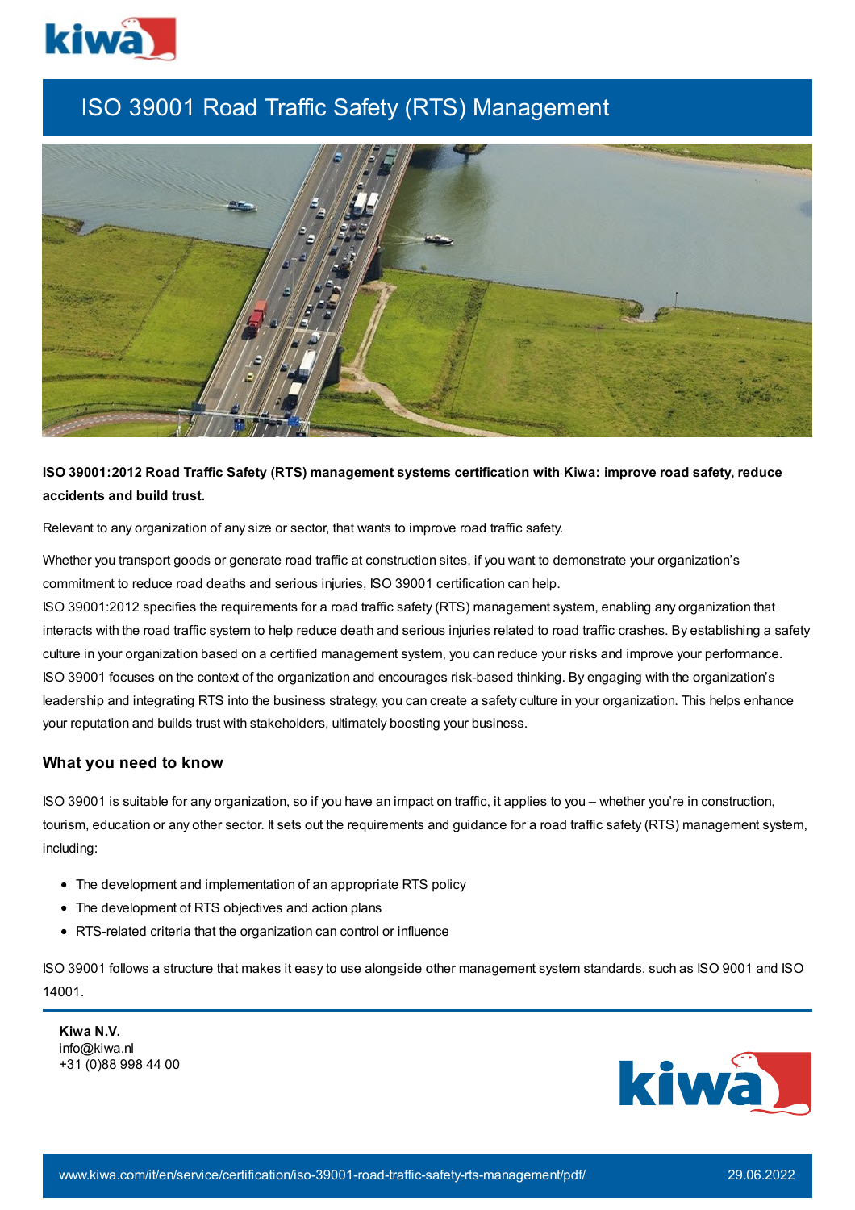# ISO 39001 Road Traffic Safety (RTS) Management

**ISO 39001:2012 Road Traffic Safety (RTS) management systems certification with Kiwa: improve road safety, reduce accidents and build trust.**

Relevant to any organization of any size or sector, that wants to improve road traffic safety.

Whether you transport goods or generate road traffic at construction sites, if you want to demonstrate your organization's commitment to reduce road deaths and serious injuries, ISO 39001 certification can help.
ISO 39001:2012 specifies the requirements for a road traffic safety (RTS) management system, enabling any organization that interacts with the road traffic system to help reduce death and serious injuries related to road traffic crashes. By establishing a safety culture in your organization based on a certified management system, you can reduce your risks and improve your performance.
ISO 39001 focuses on the context of the organization and encourages risk-based thinking. By engaging with the organization's leadership and integrating RTS into the business strategy, you can create a safety culture in your organization. This helps enhance your reputation and builds trust with stakeholders, ultimately boosting your business.

## What you need to know

ISO 39001 is suitable for any organization, so if you have an impact on traffic, it applies to you – whether you're in construction, tourism, education or any other sector. It sets out the requirements and guidance for a road traffic safety (RTS) management system, including:

- The development and implementation of an appropriate RTS policy
- The development of RTS objectives and action plans
- RTS-related criteria that the organization can control or influence

ISO 39001 follows a structure that makes it easy to use alongside other management system standards, such as ISO 9001 and ISO 14001.

**Kiwa N.V.**
info@kiwa.nl
+31 (0)88 998 44 00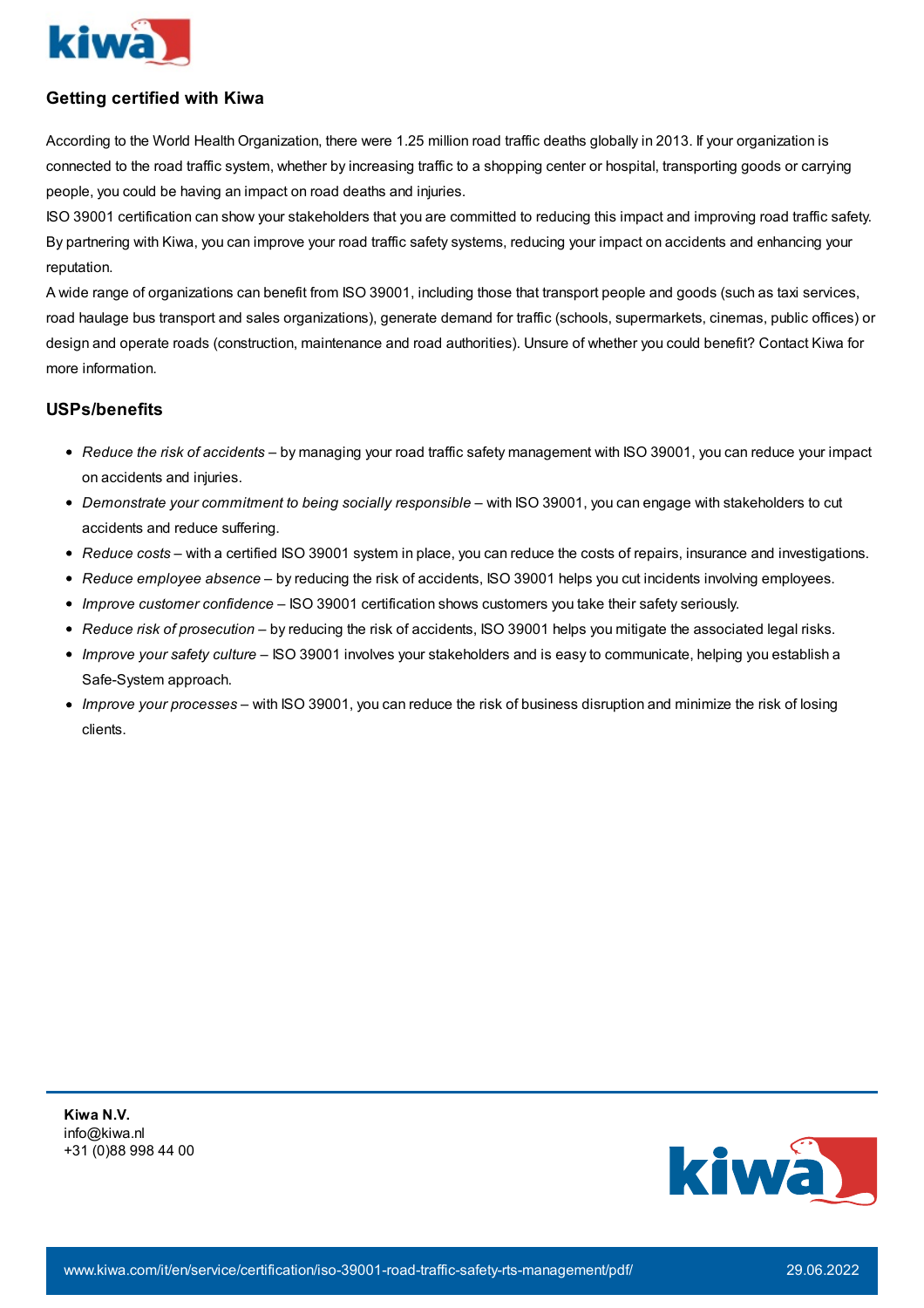## Getting certified with Kiwa

According to the World Health Organization, there were 1.25 million road traffic deaths globally in 2013. If your organization is connected to the road traffic system, whether by increasing traffic to a shopping center or hospital, transporting goods or carrying people, you could be having an impact on road deaths and injuries.

ISO 39001 certification can show your stakeholders that you are committed to reducing this impact and improving road traffic safety. By partnering with Kiwa, you can improve your road traffic safety systems, reducing your impact on accidents and enhancing your reputation.

A wide range of organizations can benefit from ISO 39001, including those that transport people and goods (such as taxi services, road haulage bus transport and sales organizations), generate demand for traffic (schools, supermarkets, cinemas, public offices) or design and operate roads (construction, maintenance and road authorities). Unsure of whether you could benefit? Contact Kiwa for more information.

## USPs/benefits

- *Reduce the risk of accidents* – by managing your road traffic safety management with ISO 39001, you can reduce your impact on accidents and injuries.
- *Demonstrate your commitment to being socially responsible* – with ISO 39001, you can engage with stakeholders to cut accidents and reduce suffering.
- *Reduce costs* – with a certified ISO 39001 system in place, you can reduce the costs of repairs, insurance and investigations.
- *Reduce employee absence* – by reducing the risk of accidents, ISO 39001 helps you cut incidents involving employees.
- *Improve customer confidence* – ISO 39001 certification shows customers you take their safety seriously.
- *Reduce risk of prosecution* – by reducing the risk of accidents, ISO 39001 helps you mitigate the associated legal risks.
- *Improve your safety culture* – ISO 39001 involves your stakeholders and is easy to communicate, helping you establish a Safe-System approach.
- *Improve your processes* – with ISO 39001, you can reduce the risk of business disruption and minimize the risk of losing clients.

**Kiwa N.V.**
info@kiwa.nl
+31 (0)88 998 44 00